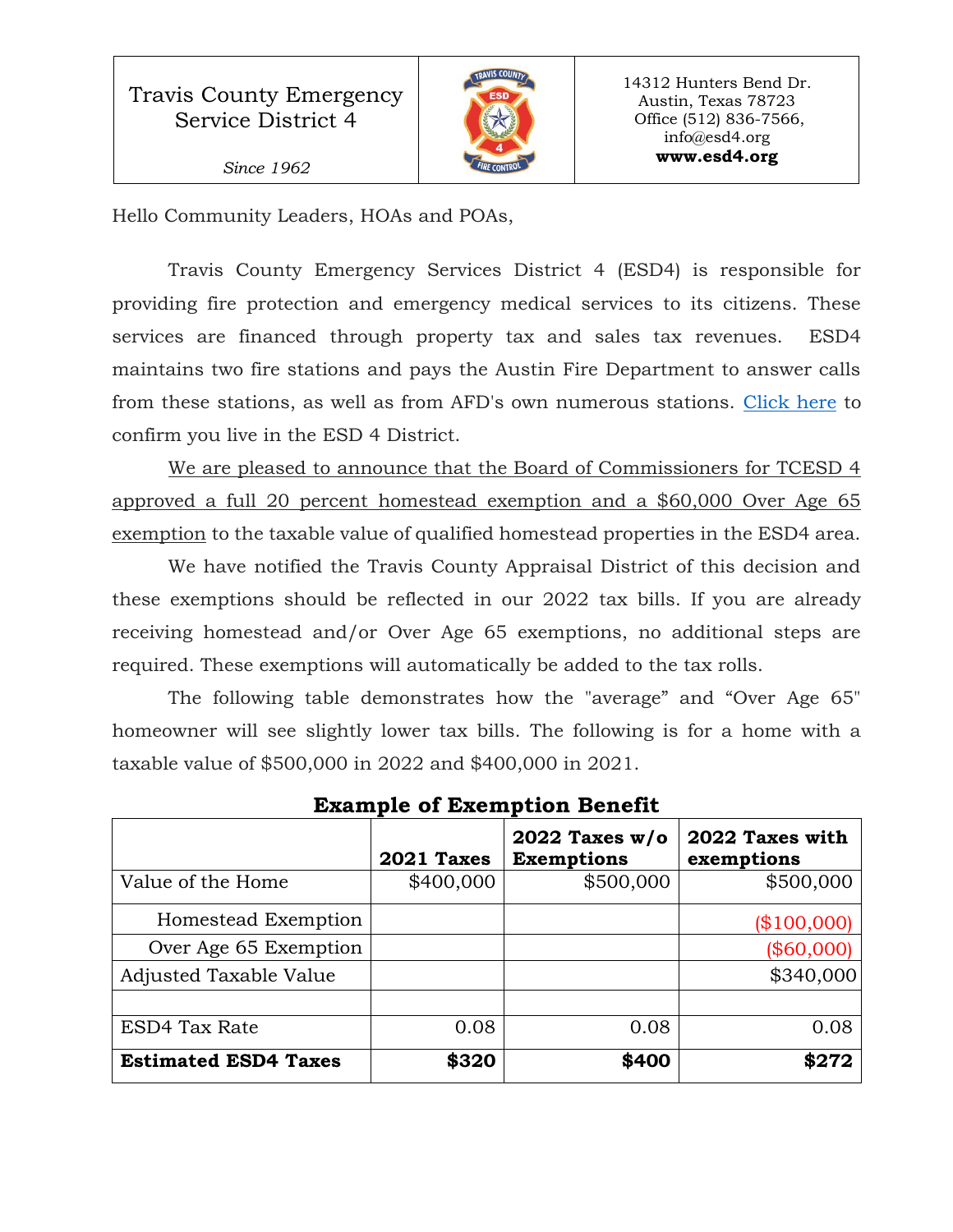| Travis County Emergency Service District 4 *Since 1962* | | 14312 Hunters Bend Dr. Austin, Texas 78723 Office (512) 836-7566, info@esd4.org **www.esd4.org** |
|---|---|---|

Hello Community Leaders, HOAs and POAs,

Travis County Emergency Services District 4 (ESD4) is responsible for providing fire protection and emergency medical services to its citizens. These services are financed through property tax and sales tax revenues. ESD4 maintains two fire stations and pays the Austin Fire Department to answer calls from these stations, as well as from AFD's own numerous stations. Click here to confirm you live in the ESD 4 District.

We are pleased to announce that the Board of Commissioners for TCESD 4 approved a full 20 percent homestead exemption and a $60,000 Over Age 65 exemption to the taxable value of qualified homestead properties in the ESD4 area.

We have notified the Travis County Appraisal District of this decision and these exemptions should be reflected in our 2022 tax bills. If you are already receiving homestead and/or Over Age 65 exemptions, no additional steps are required. These exemptions will automatically be added to the tax rolls.

The following table demonstrates how the "average" and "Over Age 65" homeowner will see slightly lower tax bills. The following is for a home with a taxable value of $500,000 in 2022 and $400,000 in 2021.

**Example of Exemption Benefit**

| | 2021 Taxes | 2022 Taxes w/o Exemptions | 2022 Taxes with exemptions |
|---|---|---|---|
| Value of the Home | $400,000 | $500,000 | $500,000 |
| Homestead Exemption | | | ($100,000) |
| Over Age 65 Exemption | | | ($60,000) |
| Adjusted Taxable Value | | | $340,000 |
| | | | |
| ESD4 Tax Rate | 0.08 | 0.08 | 0.08 |
| **Estimated ESD4 Taxes** | **$320** | **$400** | **$272** |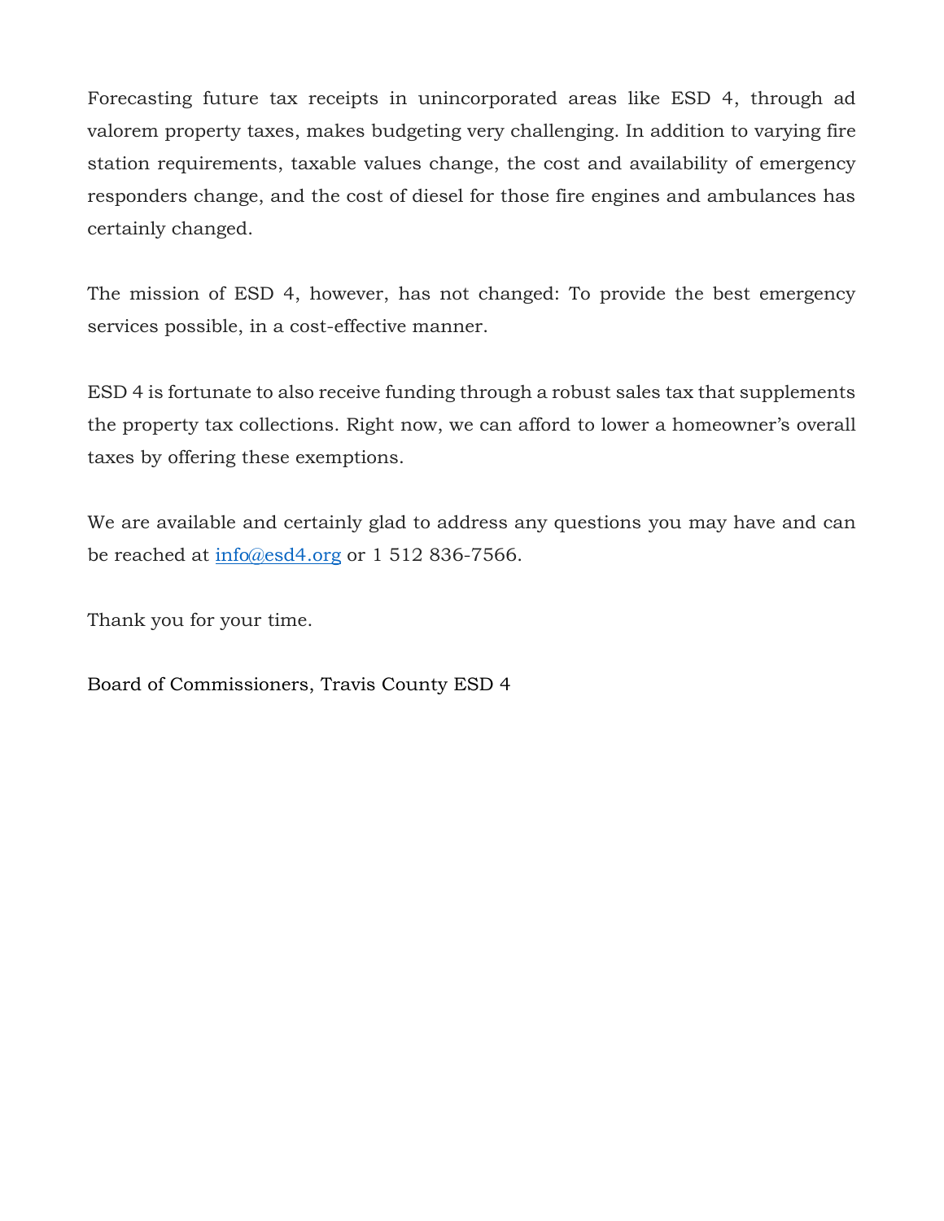Forecasting future tax receipts in unincorporated areas like ESD 4, through ad valorem property taxes, makes budgeting very challenging. In addition to varying fire station requirements, taxable values change, the cost and availability of emergency responders change, and the cost of diesel for those fire engines and ambulances has certainly changed.

The mission of ESD 4, however, has not changed: To provide the best emergency services possible, in a cost-effective manner.

ESD 4 is fortunate to also receive funding through a robust sales tax that supplements the property tax collections. Right now, we can afford to lower a homeowner's overall taxes by offering these exemptions.

We are available and certainly glad to address any questions you may have and can be reached at info@esd4.org or 1 512 836-7566.

Thank you for your time.

Board of Commissioners, Travis County ESD 4